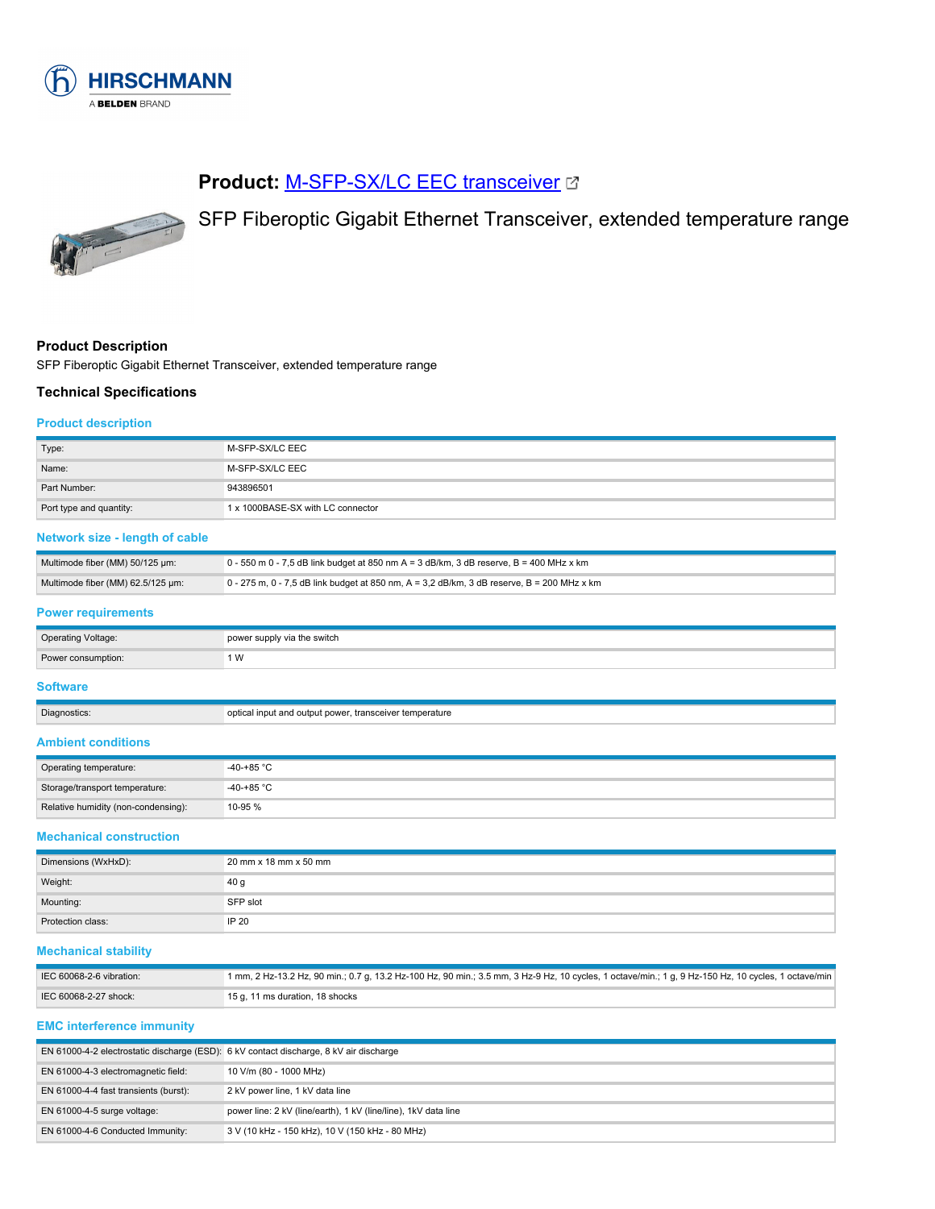# Product: M-SFP-SX/LC EEC transceiver

SFP Fiberoptic Gigabit Ethernet Transceiver, extended temperature range

## Product Description

SFP Fiberoptic Gigabit Ethernet Transceiver, extended temperature range

## Technical Specifications

### Product description

| | |
|---|---|
| Type: | M-SFP-SX/LC EEC |
| Name: | M-SFP-SX/LC EEC |
| Part Number: | 943896501 |
| Port type and quantity: | 1 x 1000BASE-SX with LC connector |

### Network size - length of cable

| | |
|---|---|
| Multimode fiber (MM) 50/125 µm: | 0 - 550 m 0 - 7,5 dB link budget at 850 nm A = 3 dB/km, 3 dB reserve, B = 400 MHz x km |
| Multimode fiber (MM) 62.5/125 µm: | 0 - 275 m, 0 - 7,5 dB link budget at 850 nm, A = 3,2 dB/km, 3 dB reserve, B = 200 MHz x km |

### Power requirements

| | |
|---|---|
| Operating Voltage: | power supply via the switch |
| Power consumption: | 1 W |

### Software

| | |
|---|---|
| Diagnostics: | optical input and output power, transceiver temperature |

### Ambient conditions

| | |
|---|---|
| Operating temperature: | -40-+85 °C |
| Storage/transport temperature: | -40-+85 °C |
| Relative humidity (non-condensing): | 10-95 % |

### Mechanical construction

| | |
|---|---|
| Dimensions (WxHxD): | 20 mm x 18 mm x 50 mm |
| Weight: | 40 g |
| Mounting: | SFP slot |
| Protection class: | IP 20 |

### Mechanical stability

| | |
|---|---|
| IEC 60068-2-6 vibration: | 1 mm, 2 Hz-13.2 Hz, 90 min.; 0.7 g, 13.2 Hz-100 Hz, 90 min.; 3.5 mm, 3 Hz-9 Hz, 10 cycles, 1 octave/min.; 1 g, 9 Hz-150 Hz, 10 cycles, 1 octave/min |
| IEC 60068-2-27 shock: | 15 g, 11 ms duration, 18 shocks |

### EMC interference immunity

| | |
|---|---|
| EN 61000-4-2 electrostatic discharge (ESD): | 6 kV contact discharge, 8 kV air discharge |
| EN 61000-4-3 electromagnetic field: | 10 V/m (80 - 1000 MHz) |
| EN 61000-4-4 fast transients (burst): | 2 kV power line, 1 kV data line |
| EN 61000-4-5 surge voltage: | power line: 2 kV (line/earth), 1 kV (line/line), 1kV data line |
| EN 61000-4-6 Conducted Immunity: | 3 V (10 kHz - 150 kHz), 10 V (150 kHz - 80 MHz) |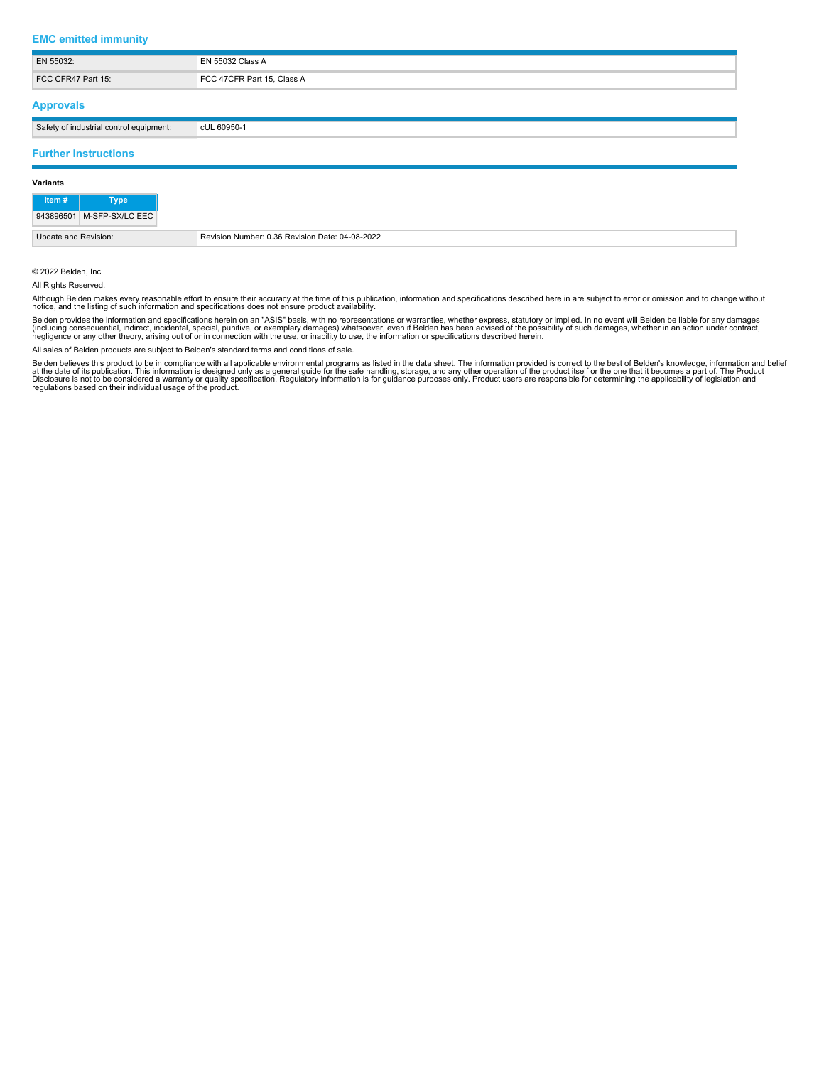## EMC emitted immunity

| | |
|---|---|
| EN 55032: | EN 55032 Class A |
| FCC CFR47 Part 15: | FCC 47CFR Part 15, Class A |

## Approvals

| | |
|---|---|
| Safety of industrial control equipment: | cUL 60950-1 |

## Further Instructions

**Variants**

| Item # | Type |
|---|---|
| 943896501 | M-SFP-SX/LC EEC |

| | |
|---|---|
| Update and Revision: | Revision Number: 0.36 Revision Date: 04-08-2022 |

© 2022 Belden, Inc

All Rights Reserved.

Although Belden makes every reasonable effort to ensure their accuracy at the time of this publication, information and specifications described here in are subject to error or omission and to change without notice, and the listing of such information and specifications does not ensure product availability.

Belden provides the information and specifications herein on an "ASIS" basis, with no representations or warranties, whether express, statutory or implied. In no event will Belden be liable for any damages (including consequential, indirect, incidental, special, punitive, or exemplary damages) whatsoever, even if Belden has been advised of the possibility of such damages, whether in an action under contract, negligence or any other theory, arising out of or in connection with the use, or inability to use, the information or specifications described herein.

All sales of Belden products are subject to Belden's standard terms and conditions of sale.

Belden believes this product to be in compliance with all applicable environmental programs as listed in the data sheet. The information provided is correct to the best of Belden's knowledge, information and belief at the date of its publication. This information is designed only as a general guide for the safe handling, storage, and any other operation of the product itself or the one that it becomes a part of. The Product Disclosure is not to be considered a warranty or quality specification. Regulatory information is for guidance purposes only. Product users are responsible for determining the applicability of legislation and regulations based on their individual usage of the product.